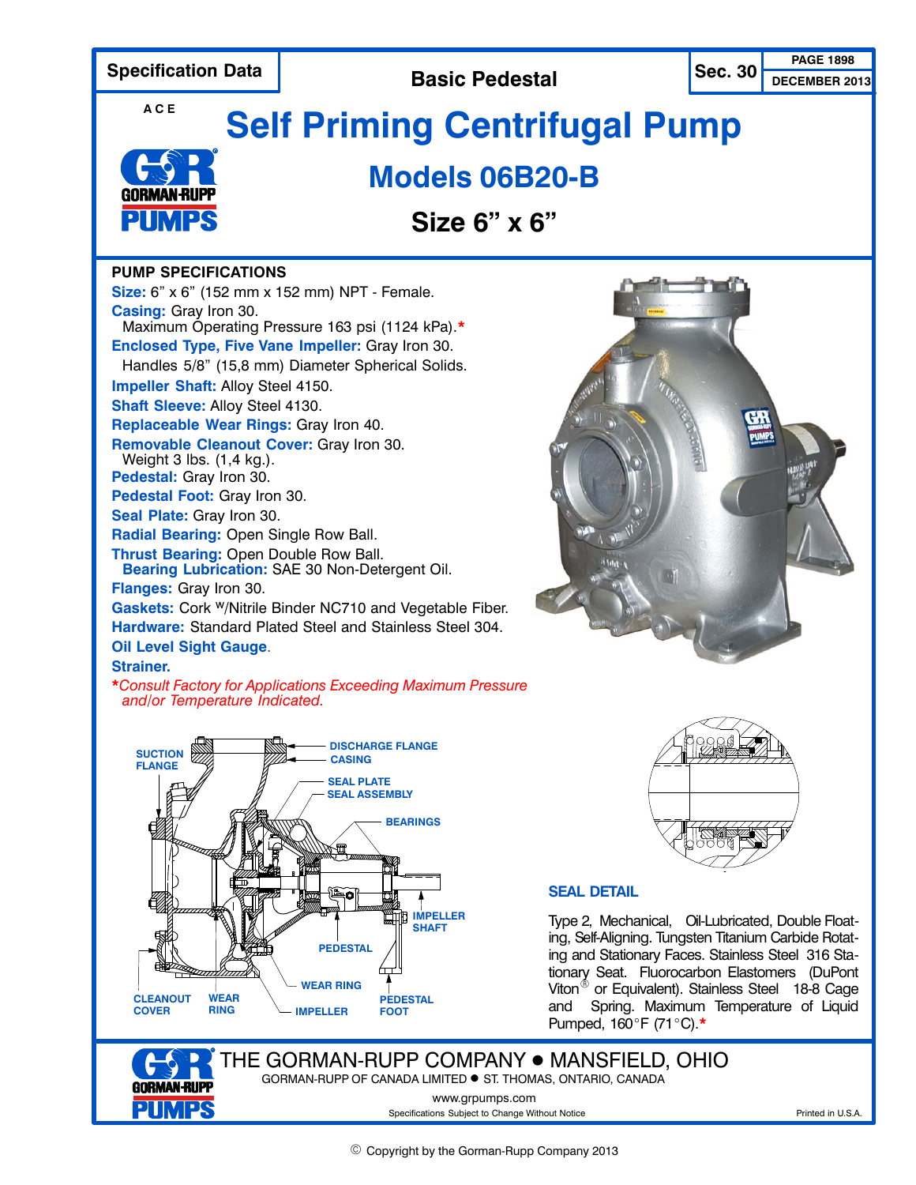Specification Data | Basic Pedestal | Sec. 30 | PAGE 1898 | DECEMBER 2013

ACE

# Self Priming Centrifugal Pump

## Models 06B20-B

## Size 6" x 6"

### PUMP SPECIFICATIONS

**Size:** 6" x 6" (152 mm x 152 mm) NPT - Female.
**Casing:** Gray Iron 30.
Maximum Operating Pressure 163 psi (1124 kPa).*
**Enclosed Type, Five Vane Impeller:** Gray Iron 30.
Handles 5/8" (15,8 mm) Diameter Spherical Solids.
**Impeller Shaft:** Alloy Steel 4150.
**Shaft Sleeve:** Alloy Steel 4130.
**Replaceable Wear Rings:** Gray Iron 40.
**Removable Cleanout Cover:** Gray Iron 30.
Weight 3 lbs. (1,4 kg.).
**Pedestal:** Gray Iron 30.
**Pedestal Foot:** Gray Iron 30.
**Seal Plate:** Gray Iron 30.
**Radial Bearing:** Open Single Row Ball.
**Thrust Bearing:** Open Double Row Ball.
**Bearing Lubrication:** SAE 30 Non-Detergent Oil.
**Flanges:** Gray Iron 30.
**Gaskets:** Cork W/Nitrile Binder NC710 and Vegetable Fiber.
**Hardware:** Standard Plated Steel and Stainless Steel 304.
**Oil Level Sight Gauge.**
**Strainer.**

*Consult Factory for Applications Exceeding Maximum Pressure and/or Temperature Indicated.*

SUCTION FLANGE, DISCHARGE FLANGE, CASING, SEAL PLATE, SEAL ASSEMBLY, BEARINGS, IMPELLER SHAFT, PEDESTAL, WEAR RING, PEDESTAL FOOT, CLEANOUT COVER, WEAR RING, IMPELLER

### SEAL DETAIL

Type 2, Mechanical, Oil-Lubricated, Double Floating, Self-Aligning. Tungsten Titanium Carbide Rotating and Stationary Faces. Stainless Steel 316 Stationary Seat. Fluorocarbon Elastomers (DuPont Viton® or Equivalent). Stainless Steel 18-8 Cage and Spring. Maximum Temperature of Liquid Pumped, 160°F (71°C).*

THE GORMAN-RUPP COMPANY • MANSFIELD, OHIO
GORMAN-RUPP OF CANADA LIMITED • ST. THOMAS, ONTARIO, CANADA
www.grpumps.com
Specifications Subject to Change Without Notice
Printed in U.S.A.

© Copyright by the Gorman-Rupp Company 2013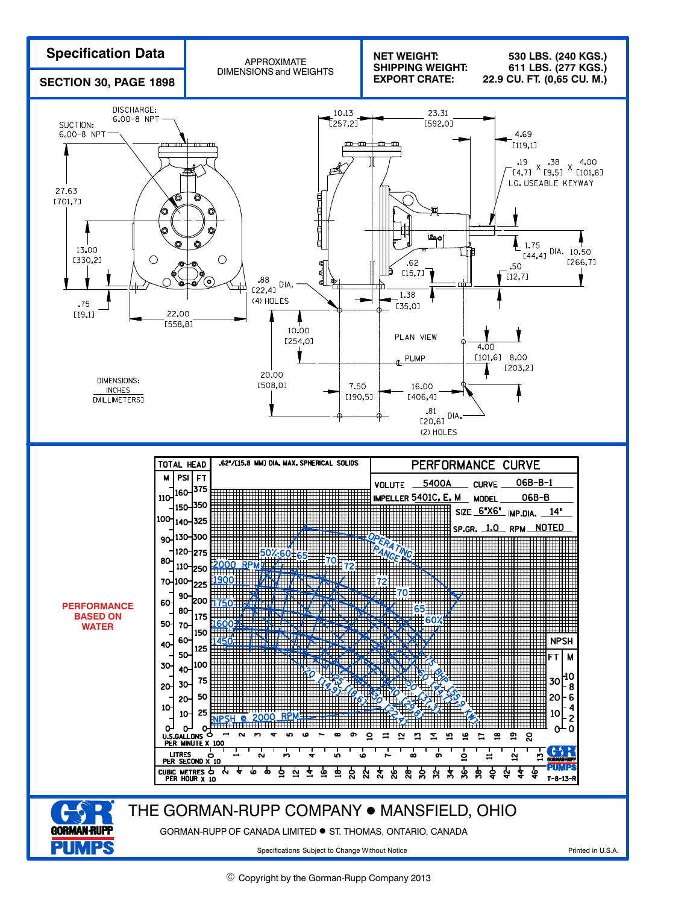# Specification Data

## SECTION 30, PAGE 1898

APPROXIMATE DIMENSIONS and WEIGHTS

| | |
|---|---|
| NET WEIGHT: | 530 LBS. (240 KGS.) |
| SHIPPING WEIGHT: | 611 LBS. (277 KGS.) |
| EXPORT CRATE: | 22.9 CU. FT. (0,65 CU. M.) |

DISCHARGE: 6.00-8 NPT

SUCTION: 6.00-8 NPT

27.63 [701,7]

13.00 [330,2]

.75 [19,1]

22.00 [558,8]

.88 [22,4] DIA. (4) HOLES

10.13 [257,2]

23.31 [592,0]

4.69 [119,1]

.19 [4,7] X .38 [9,5] X 4.00 [101,6] LG. USEABLE KEYWAY

1.75 [44,4] DIA.

10.50 [266,7]

.62 [15,7]

.50 [12,7]

1.38 [35,0]

10.00 [254,0]

PLAN VIEW

PUMP ℄

4.00 [101,6]

8.00 [203,2]

20.00 [508,0]

7.50 [190,5]

16.00 [406,4]

.81 [20,6] DIA. (2) HOLES

DIMENSIONS: INCHES [MILLIMETERS]

**PERFORMANCE BASED ON WATER**

TOTAL HEAD

.62"/[15,8 MM] DIA. MAX. SPHERICAL SOLIDS

PERFORMANCE CURVE

| | | | |
|---|---|---|---|
| VOLUTE | 5400A | CURVE | 06B-B-1 |
| IMPELLER | 5401C, E, M | MODEL | 06B-B |
| SIZE | 6"X6" | IMP.DIA. | 14" |
| SP.GR. | 1.0 | RPM | NOTED |

OPERATING RANGE

2000 RPM, 1900, 1750, 1600, 1450

50%, 60, 65, 70, 72, 72, 70, 65, 60%

20 (14,9), 25 (18,6), 30 (22,4), 40 (29,8), 50 (37,3), 60 (44,7), 75 BHP (55,9 KW)

NPSH @ 2000 RPM

U.S. GALLONS PER MINUTE X 100

LITRES PER SECOND X 10

CUBIC METRES PER HOUR X 10

T-8-13-R

THE GORMAN-RUPP COMPANY ● MANSFIELD, OHIO

GORMAN-RUPP OF CANADA LIMITED ● ST. THOMAS, ONTARIO, CANADA

Specifications Subject to Change Without Notice

Printed in U.S.A.

© Copyright by the Gorman-Rupp Company 2013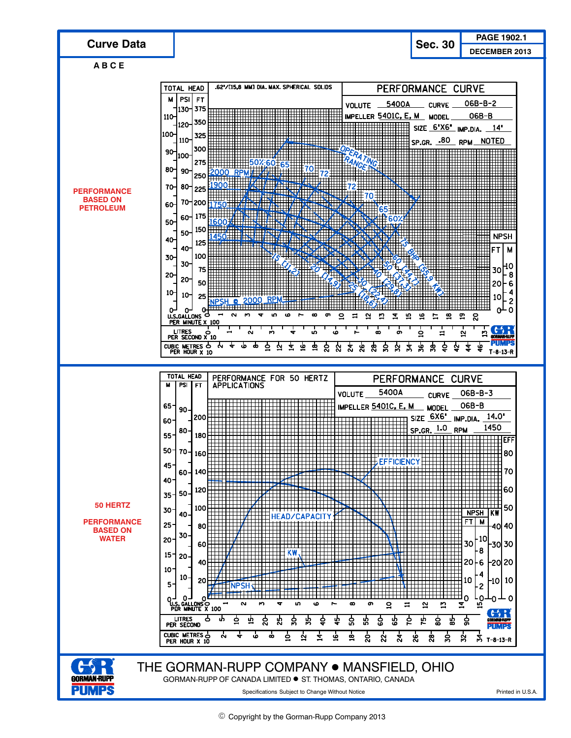## Curve Data

**A B C E**

Sec. 30

PAGE 1902.1

DECEMBER 2013

**PERFORMANCE BASED ON PETROLEUM**

PERFORMANCE CURVE

.62"/[15,8 MM] DIA. MAX. SPHERICAL SOLIDS

VOLUTE 5400A CURVE 06B-B-2

IMPELLER 5401C, E, M MODEL 06B-B

SIZE 6"X6" IMP.DIA. 14"

SP.GR. .80 RPM NOTED

TOTAL HEAD
M PSI FT

0 10 20 30 40 50 60 70 80 90 100 110

0 10 20 30 40 50 60 70 80 90 100 110 120 130

0 25 50 75 100 125 150 175 200 225 250 275 300 325 350 375

2000 RPM
1900
1750
1600
1450

50% 60 65 70 72

72 70 65 60%

OPERATING RANGE

15 (11.2)
20 (14.9)
25 (18.6)
30 (22.4)
40 (29.8)
50 (37.3)
60 (44.7)
75 BHP (55.9 KW)

NPSH @ 2000 RPM

NPSH
FT M
0 10 20 30
0 2 4 6 8 10

U.S.GALLONS PER MINUTE X 100
0 1 2 3 4 5 6 7 8 9 10 11 12 13 14 15 16 17 18 19 20

LITRES PER SECOND X 10
0 1 2 3 4 5 6 7 8 9 10 11 12 13

CUBIC METRES PER HOUR X 10
0 2 4 6 8 10 12 14 16 18 20 22 24 26 28 30 32 34 36 38 40 42 44 46

T-8-13-R

**50 HERTZ**

**PERFORMANCE BASED ON WATER**

PERFORMANCE CURVE

PERFORMANCE FOR 50 HERTZ APPLICATIONS

VOLUTE 5400A CURVE 06B-B-3

IMPELLER 5401C, E, M MODEL 06B-B

SIZE 6X6" IMP.DIA. 14.0"

SP.GR. 1.0 RPM 1450

TOTAL HEAD
M PSI FT

0 5 10 15 20 25 30 35 40 45 50 55 60 65

0 10 20 30 40 50 60 70 80 90

0 20 40 60 80 100 120 140 160 180 200

EFFICIENCY
HEAD/CAPACITY
KW
NPSH

EFF
50 60 70 80

NPSH
FT M
0 10 20 30
0 2 4 6 8 10

KW
0 10 20 30 40

0 10 20 30 40

U.S. GALLONS PER MINUTE X 100
0 1 2 3 4 5 6 7 8 9 10 11 12 13 14 15

LITRES PER SECOND
0 5 10 15 20 25 30 35 40 45 50 55 60 65 70 75 80 85 90

CUBIC METRES PER HOUR X 10
0 2 4 6 8 10 12 14 16 18 20 22 24 26 28 30 32 34

T-8-13-R

THE GORMAN-RUPP COMPANY ● MANSFIELD, OHIO

GORMAN-RUPP OF CANADA LIMITED ● ST. THOMAS, ONTARIO, CANADA

Specifications Subject to Change Without Notice

Printed in U.S.A.

© Copyright by the Gorman-Rupp Company 2013